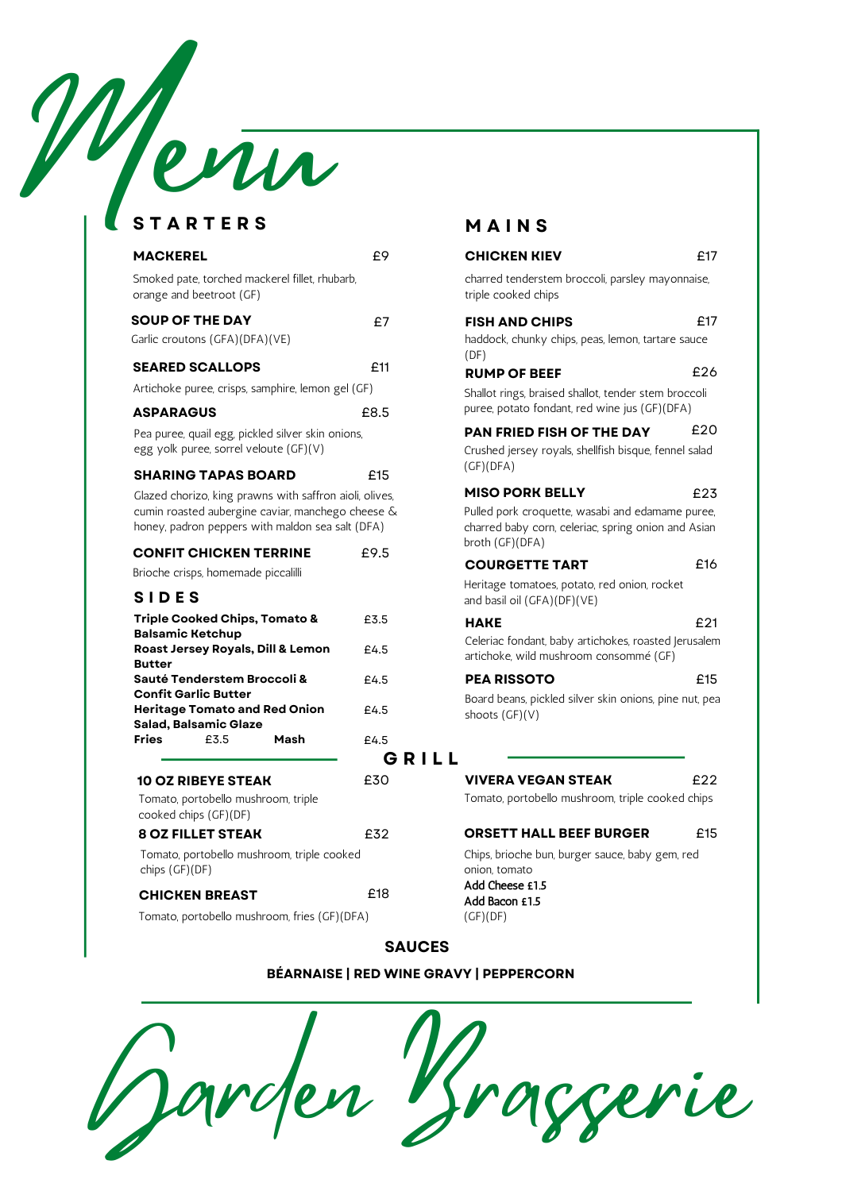# Menu

## STARTERS

**MACKEREL** £9

Smoked pate, torched mackerel fillet, rhubarb, orange and beetroot (GF)

**SOUP OF THE DAY** £7

Garlic croutons (GFA)(DFA)(VE)

**SEARED SCALLOPS** £11

Artichoke puree, crisps, samphire, lemon gel (GF)

**ASPARAGUS** £8.5

Pea puree, quail egg, pickled silver skin onions, egg yolk puree, sorrel veloute (GF)(V)

**SHARING TAPAS BOARD** £15

Glazed chorizo, king prawns with saffron aioli, olives, cumin roasted aubergine caviar, manchego cheese & honey, padron peppers with maldon sea salt (DFA)

**CONFIT CHICKEN TERRINE** £9.5

Brioche crisps, homemade piccalilli

## SIDES

**Triple Cooked Chips, Tomato & Balsamic Ketchup** £3.5

**Roast Jersey Royals, Dill & Lemon Butter** £4.5

**Sauté Tenderstem Broccoli & Confit Garlic Butter** £4.5

**Heritage Tomato and Red Onion Salad, Balsamic Glaze** £4.5

**Fries** £3.5 **Mash** £4.5

## MAINS

**CHICKEN KIEV** £17

charred tenderstem broccoli, parsley mayonnaise, triple cooked chips

**FISH AND CHIPS** £17

haddock, chunky chips, peas, lemon, tartare sauce (DF)

**RUMP OF BEEF** £26

Shallot rings, braised shallot, tender stem broccoli puree, potato fondant, red wine jus (GF)(DFA)

**PAN FRIED FISH OF THE DAY** £20

Crushed jersey royals, shellfish bisque, fennel salad (GF)(DFA)

**MISO PORK BELLY** £23

Pulled pork croquette, wasabi and edamame puree, charred baby corn, celeriac, spring onion and Asian broth (GF)(DFA)

**COURGETTE TART** £16

Heritage tomatoes, potato, red onion, rocket and basil oil (GFA)(DF)(VE)

**HAKE** £21

Celeriac fondant, baby artichokes, roasted Jerusalem artichoke, wild mushroom consommé (GF)

**PEA RISSOTO** £15

Board beans, pickled silver skin onions, pine nut, pea shoots (GF)(V)

## GRILL

**10 OZ RIBEYE STEAK** £30

Tomato, portobello mushroom, triple cooked chips (GF)(DF)

**8 OZ FILLET STEAK** £32

Tomato, portobello mushroom, triple cooked chips (GF)(DF)

**CHICKEN BREAST** £18

Tomato, portobello mushroom, fries (GF)(DFA)

**VIVERA VEGAN STEAK** £22

Tomato, portobello mushroom, triple cooked chips

**ORSETT HALL BEEF BURGER** £15

Chips, brioche bun, burger sauce, baby gem, red onion, tomato
Add Cheese £1.5
Add Bacon £1.5
(GF)(DF)

## SAUCES

**BÉARNAISE | RED WINE GRAVY | PEPPERCORN**

Garden Brasserie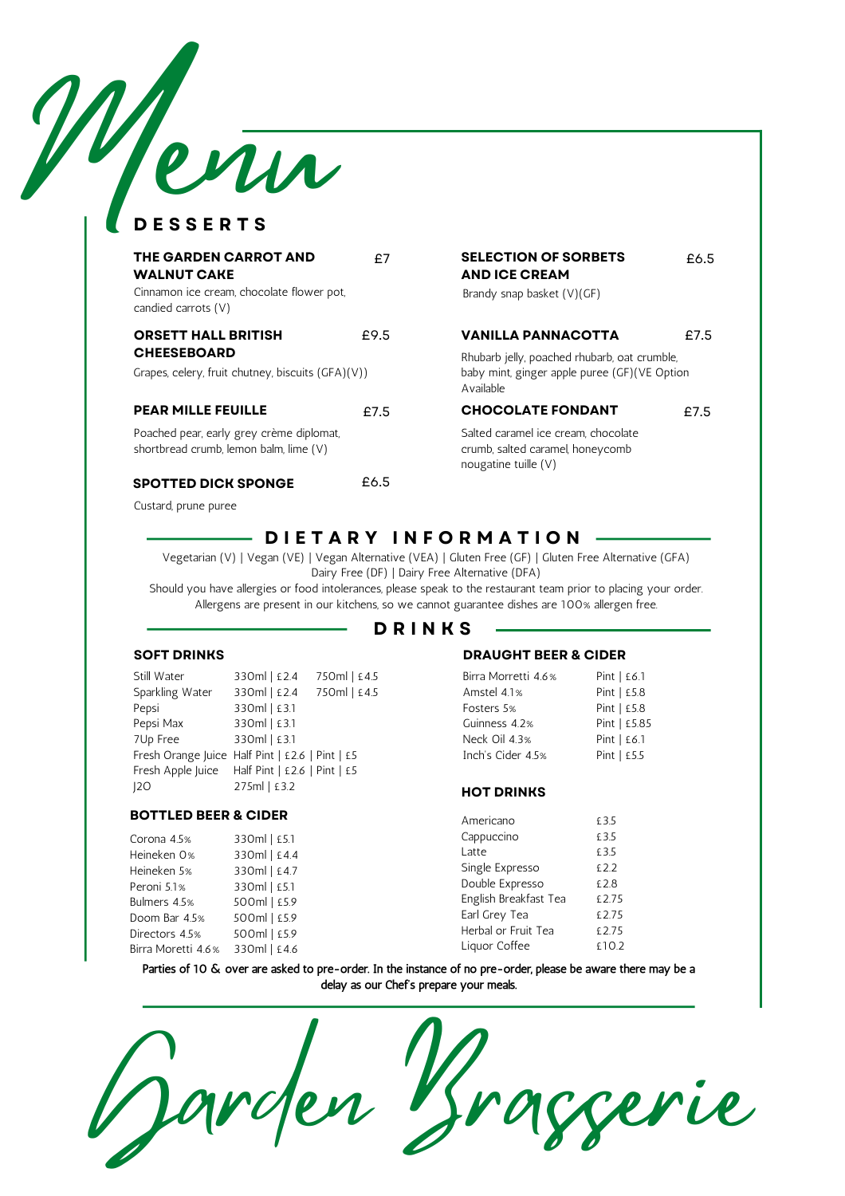# Menu

## DESSERTS

**THE GARDEN CARROT AND WALNUT CAKE** £7

Cinnamon ice cream, chocolate flower pot, candied carrots (V)

**ORSETT HALL BRITISH CHEESEBOARD** £9.5

Grapes, celery, fruit chutney, biscuits (GFA)(V))

**PEAR MILLE FEUILLE** £7.5

Poached pear, early grey crème diplomat, shortbread crumb, lemon balm, lime (V)

**SPOTTED DICK SPONGE** £6.5

Custard, prune puree

**SELECTION OF SORBETS AND ICE CREAM** £6.5

Brandy snap basket (V)(GF)

**VANILLA PANNACOTTA** £7.5

Rhubarb jelly, poached rhubarb, oat crumble, baby mint, ginger apple puree (GF)(VE Option Available

**CHOCOLATE FONDANT** £7.5

Salted caramel ice cream, chocolate crumb, salted caramel, honeycomb nougatine tuille (V)

## DIETARY INFORMATION

Vegetarian (V) | Vegan (VE) | Vegan Alternative (VEA) | Gluten Free (GF) | Gluten Free Alternative (GFA)
Dairy Free (DF) | Dairy Free Alternative (DFA)

Should you have allergies or food intolerances, please speak to the restaurant team prior to placing your order. Allergens are present in our kitchens, so we cannot guarantee dishes are 100% allergen free.

## DRINKS

### SOFT DRINKS

| | | |
|---|---|---|
| Still Water | 330ml \| £2.4 | 750ml \| £4.5 |
| Sparkling Water | 330ml \| £2.4 | 750ml \| £4.5 |
| Pepsi | 330ml \| £3.1 | |
| Pepsi Max | 330ml \| £3.1 | |
| 7Up Free | 330ml \| £3.1 | |
| Fresh Orange Juice | Half Pint \| £2.6 | Pint \| £5 |
| Fresh Apple Juice | Half Pint \| £2.6 | Pint \| £5 |
| J2O | 275ml \| £3.2 | |

### BOTTLED BEER & CIDER

| | |
|---|---|
| Corona 4.5% | 330ml \| £5.1 |
| Heineken 0% | 330ml \| £4.4 |
| Heineken 5% | 330ml \| £4.7 |
| Peroni 5.1% | 330ml \| £5.1 |
| Bulmers 4.5% | 500ml \| £5.9 |
| Doom Bar 4.5% | 500ml \| £5.9 |
| Directors 4.5% | 500ml \| £5.9 |
| Birra Moretti 4.6% | 330ml \| £4.6 |

### DRAUGHT BEER & CIDER

| | |
|---|---|
| Birra Morretti 4.6% | Pint \| £6.1 |
| Amstel 4.1% | Pint \| £5.8 |
| Fosters 5% | Pint \| £5.8 |
| Guinness 4.2% | Pint \| £5.85 |
| Neck Oil 4.3% | Pint \| £6.1 |
| Inch's Cider 4.5% | Pint \| £5.5 |

### HOT DRINKS

| | |
|---|---|
| Americano | £3.5 |
| Cappuccino | £3.5 |
| Latte | £3.5 |
| Single Expresso | £2.2 |
| Double Expresso | £2.8 |
| English Breakfast Tea | £2.75 |
| Earl Grey Tea | £2.75 |
| Herbal or Fruit Tea | £2.75 |
| Liquor Coffee | £10.2 |

**Parties of 10 & over are asked to pre-order. In the instance of no pre-order, please be aware there may be a delay as our Chef's prepare your meals.**

Garden Brasserie